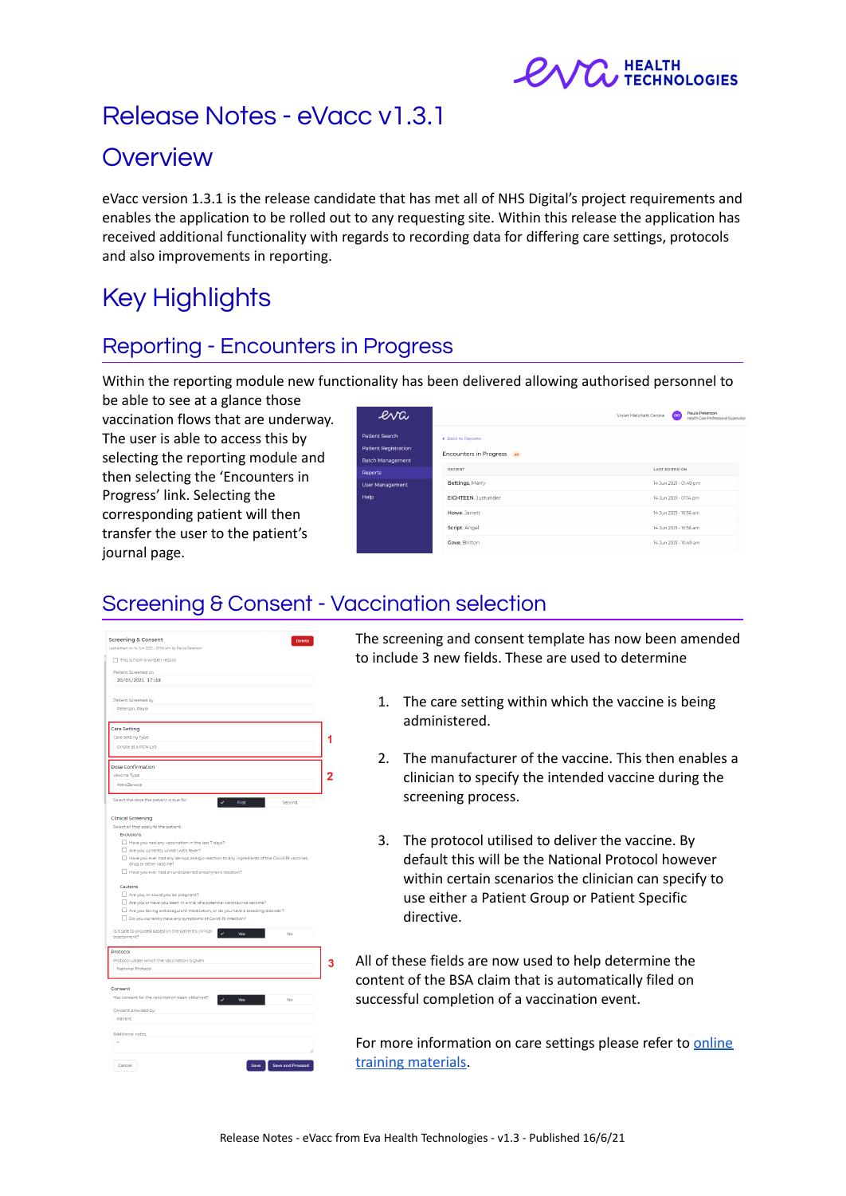# Release Notes - eVacc v1.3.1

## Overview

eVacc version 1.3.1 is the release candidate that has met all of NHS Digital's project requirements and enables the application to be rolled out to any requesting site. Within this release the application has received additional functionality with regards to recording data for differing care settings, protocols and also improvements in reporting.

## Key Highlights

### Reporting - Encounters in Progress

Within the reporting module new functionality has been delivered allowing authorised personnel to be able to see at a glance those vaccination flows that are underway. The user is able to access this by selecting the reporting module and then selecting the 'Encounters in Progress' link. Selecting the corresponding patient will then transfer the user to the patient's journal page.

### Screening & Consent - Vaccination selection

The screening and consent template has now been amended to include 3 new fields. These are used to determine

1. The care setting within which the vaccine is being administered.
2. The manufacturer of the vaccine. This then enables a clinician to specify the intended vaccine during the screening process.
3. The protocol utilised to deliver the vaccine. By default this will be the National Protocol however within certain scenarios the clinician can specify to use either a Patient Group or Patient Specific directive.

All of these fields are now used to help determine the content of the BSA claim that is automatically filed on successful completion of a vaccination event.

For more information on care settings please refer to online training materials.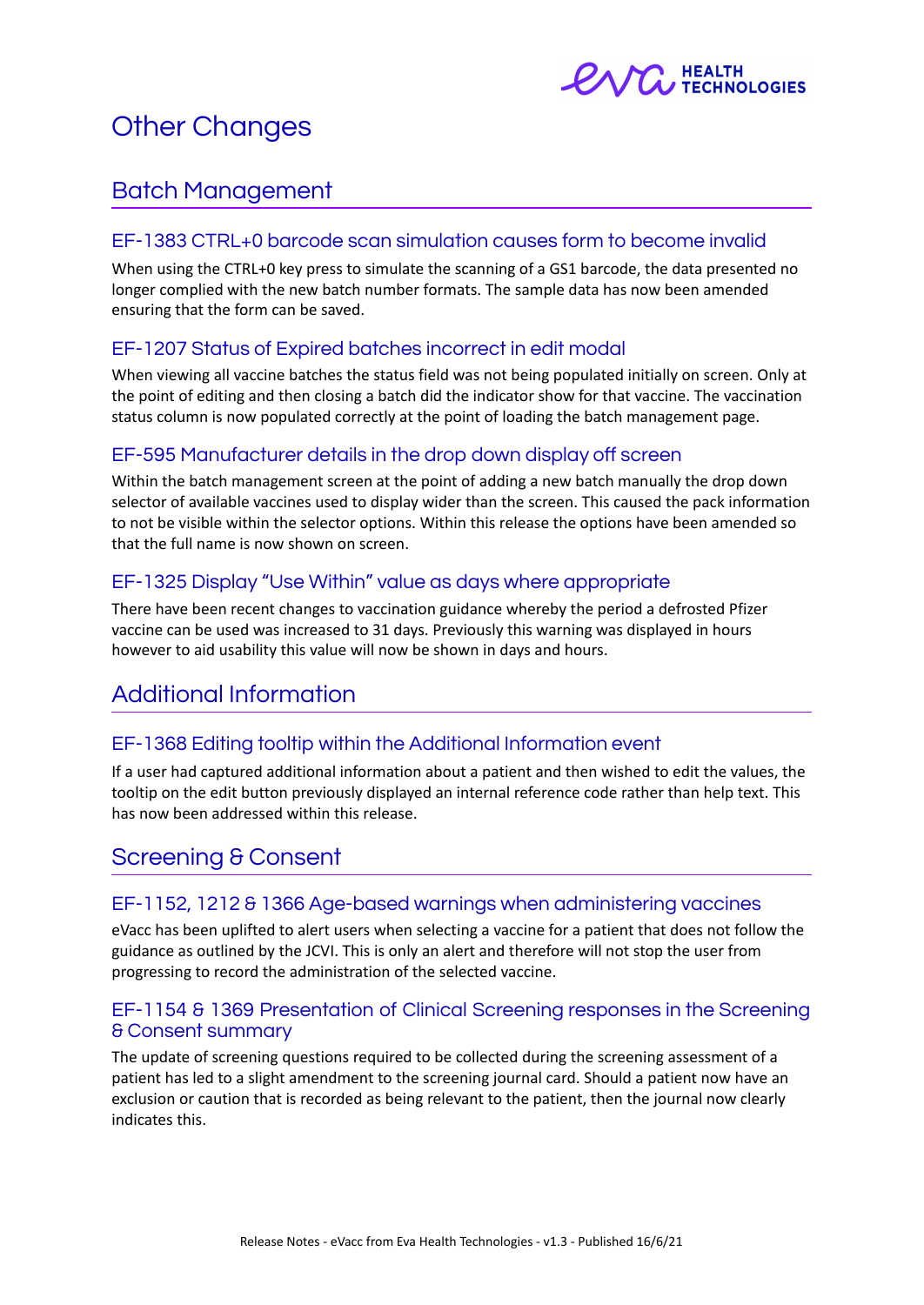# Other Changes

## Batch Management

### EF-1383 CTRL+0 barcode scan simulation causes form to become invalid

When using the CTRL+0 key press to simulate the scanning of a GS1 barcode, the data presented no longer complied with the new batch number formats. The sample data has now been amended ensuring that the form can be saved.

### EF-1207 Status of Expired batches incorrect in edit modal

When viewing all vaccine batches the status field was not being populated initially on screen. Only at the point of editing and then closing a batch did the indicator show for that vaccine. The vaccination status column is now populated correctly at the point of loading the batch management page.

### EF-595 Manufacturer details in the drop down display off screen

Within the batch management screen at the point of adding a new batch manually the drop down selector of available vaccines used to display wider than the screen. This caused the pack information to not be visible within the selector options. Within this release the options have been amended so that the full name is now shown on screen.

### EF-1325 Display "Use Within" value as days where appropriate

There have been recent changes to vaccination guidance whereby the period a defrosted Pfizer vaccine can be used was increased to 31 days. Previously this warning was displayed in hours however to aid usability this value will now be shown in days and hours.

## Additional Information

### EF-1368 Editing tooltip within the Additional Information event

If a user had captured additional information about a patient and then wished to edit the values, the tooltip on the edit button previously displayed an internal reference code rather than help text. This has now been addressed within this release.

## Screening & Consent

### EF-1152, 1212 & 1366 Age-based warnings when administering vaccines

eVacc has been uplifted to alert users when selecting a vaccine for a patient that does not follow the guidance as outlined by the JCVI. This is only an alert and therefore will not stop the user from progressing to record the administration of the selected vaccine.

### EF-1154 & 1369 Presentation of Clinical Screening responses in the Screening & Consent summary

The update of screening questions required to be collected during the screening assessment of a patient has led to a slight amendment to the screening journal card. Should a patient now have an exclusion or caution that is recorded as being relevant to the patient, then the journal now clearly indicates this.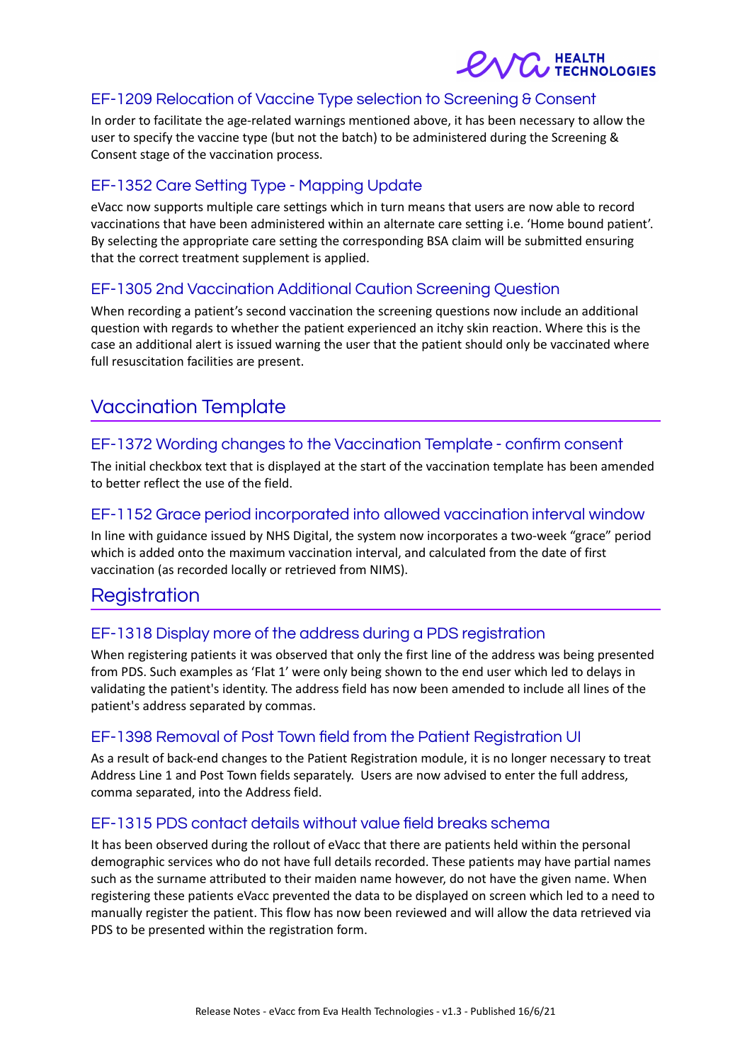### EF-1209 Relocation of Vaccine Type selection to Screening & Consent

In order to facilitate the age-related warnings mentioned above, it has been necessary to allow the user to specify the vaccine type (but not the batch) to be administered during the Screening & Consent stage of the vaccination process.

### EF-1352 Care Setting Type - Mapping Update

eVacc now supports multiple care settings which in turn means that users are now able to record vaccinations that have been administered within an alternate care setting i.e. 'Home bound patient'. By selecting the appropriate care setting the corresponding BSA claim will be submitted ensuring that the correct treatment supplement is applied.

### EF-1305 2nd Vaccination Additional Caution Screening Question

When recording a patient's second vaccination the screening questions now include an additional question with regards to whether the patient experienced an itchy skin reaction. Where this is the case an additional alert is issued warning the user that the patient should only be vaccinated where full resuscitation facilities are present.

## Vaccination Template

### EF-1372 Wording changes to the Vaccination Template - confirm consent

The initial checkbox text that is displayed at the start of the vaccination template has been amended to better reflect the use of the field.

### EF-1152 Grace period incorporated into allowed vaccination interval window

In line with guidance issued by NHS Digital, the system now incorporates a two-week "grace" period which is added onto the maximum vaccination interval, and calculated from the date of first vaccination (as recorded locally or retrieved from NIMS).

## Registration

### EF-1318 Display more of the address during a PDS registration

When registering patients it was observed that only the first line of the address was being presented from PDS. Such examples as 'Flat 1' were only being shown to the end user which led to delays in validating the patient's identity. The address field has now been amended to include all lines of the patient's address separated by commas.

### EF-1398 Removal of Post Town field from the Patient Registration UI

As a result of back-end changes to the Patient Registration module, it is no longer necessary to treat Address Line 1 and Post Town fields separately. Users are now advised to enter the full address, comma separated, into the Address field.

### EF-1315 PDS contact details without value field breaks schema

It has been observed during the rollout of eVacc that there are patients held within the personal demographic services who do not have full details recorded. These patients may have partial names such as the surname attributed to their maiden name however, do not have the given name. When registering these patients eVacc prevented the data to be displayed on screen which led to a need to manually register the patient. This flow has now been reviewed and will allow the data retrieved via PDS to be presented within the registration form.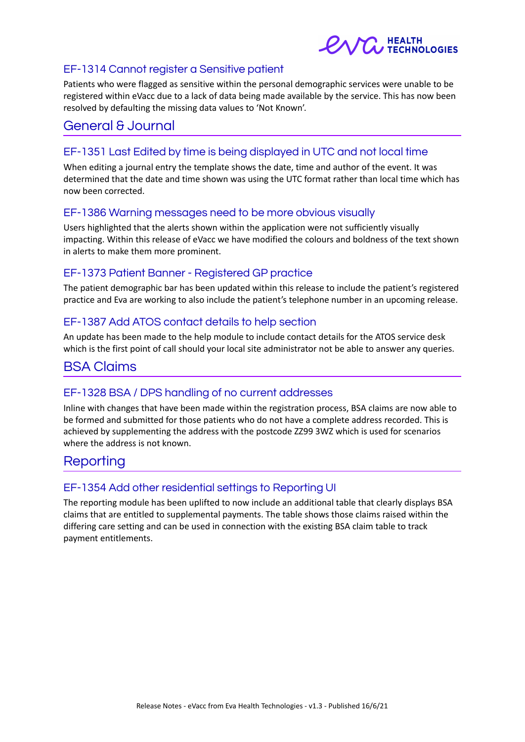### EF-1314 Cannot register a Sensitive patient

Patients who were flagged as sensitive within the personal demographic services were unable to be registered within eVacc due to a lack of data being made available by the service. This has now been resolved by defaulting the missing data values to 'Not Known'.

## General & Journal

### EF-1351 Last Edited by time is being displayed in UTC and not local time

When editing a journal entry the template shows the date, time and author of the event. It was determined that the date and time shown was using the UTC format rather than local time which has now been corrected.

### EF-1386 Warning messages need to be more obvious visually

Users highlighted that the alerts shown within the application were not sufficiently visually impacting. Within this release of eVacc we have modified the colours and boldness of the text shown in alerts to make them more prominent.

### EF-1373 Patient Banner - Registered GP practice

The patient demographic bar has been updated within this release to include the patient's registered practice and Eva are working to also include the patient's telephone number in an upcoming release.

### EF-1387 Add ATOS contact details to help section

An update has been made to the help module to include contact details for the ATOS service desk which is the first point of call should your local site administrator not be able to answer any queries.

## BSA Claims

### EF-1328 BSA / DPS handling of no current addresses

Inline with changes that have been made within the registration process, BSA claims are now able to be formed and submitted for those patients who do not have a complete address recorded. This is achieved by supplementing the address with the postcode ZZ99 3WZ which is used for scenarios where the address is not known.

## Reporting

### EF-1354 Add other residential settings to Reporting UI

The reporting module has been uplifted to now include an additional table that clearly displays BSA claims that are entitled to supplemental payments. The table shows those claims raised within the differing care setting and can be used in connection with the existing BSA claim table to track payment entitlements.